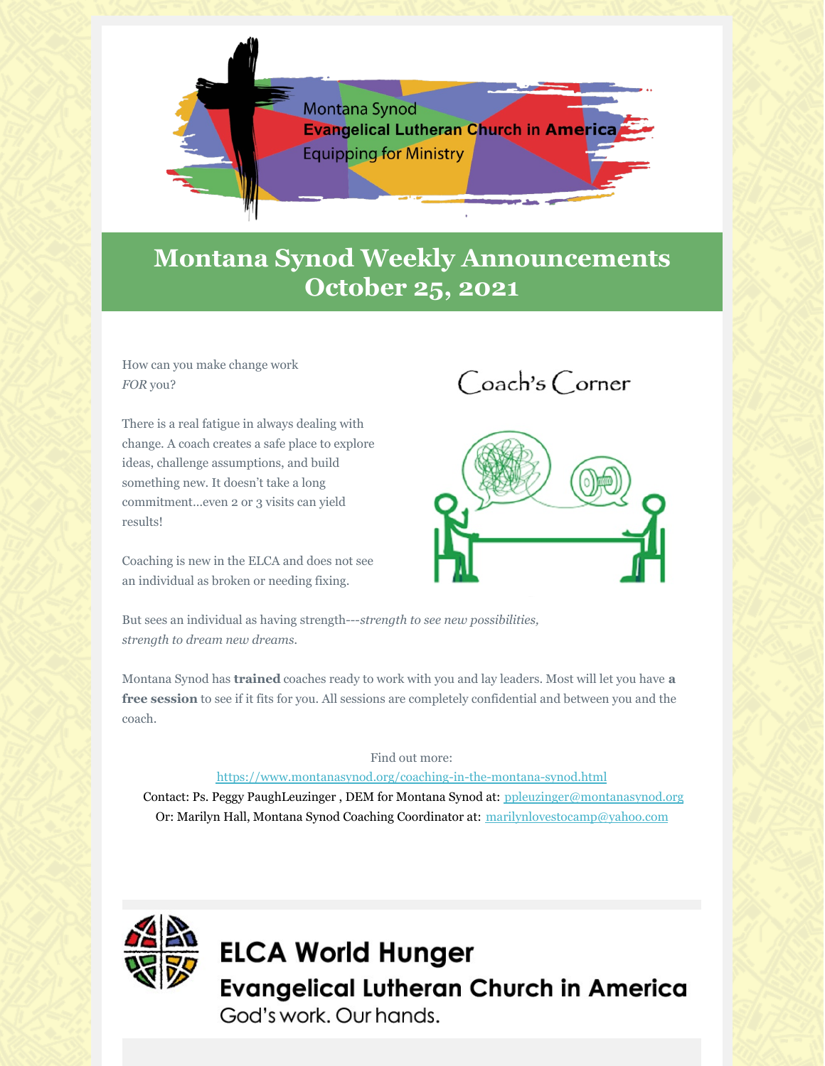Montana Synod
**Evangelical Lutheran Church in America**
Equipping for Ministry

# Montana Synod Weekly Announcements October 25, 2021

## Coach's Corner

How can you make change work *FOR* you?

There is a real fatigue in always dealing with change. A coach creates a safe place to explore ideas, challenge assumptions, and build something new. It doesn't take a long commitment...even 2 or 3 visits can yield results!

Coaching is new in the ELCA and does not see an individual as broken or needing fixing.

But sees an individual as having strength---*strength to see new possibilities, strength to dream new dreams.*

Montana Synod has **trained** coaches ready to work with you and lay leaders. Most will let you have **a free session** to see if it fits for you. All sessions are completely confidential and between you and the coach.

Find out more:
https://www.montanasynod.org/coaching-in-the-montana-synod.html
Contact: Ps. Peggy PaughLeuzinger , DEM for Montana Synod at: ppleuzinger@montanasynod.org
Or: Marilyn Hall, Montana Synod Coaching Coordinator at: marilynlovestocamp@yahoo.com

## ELCA World Hunger

**Evangelical Lutheran Church in America**
God's work. Our hands.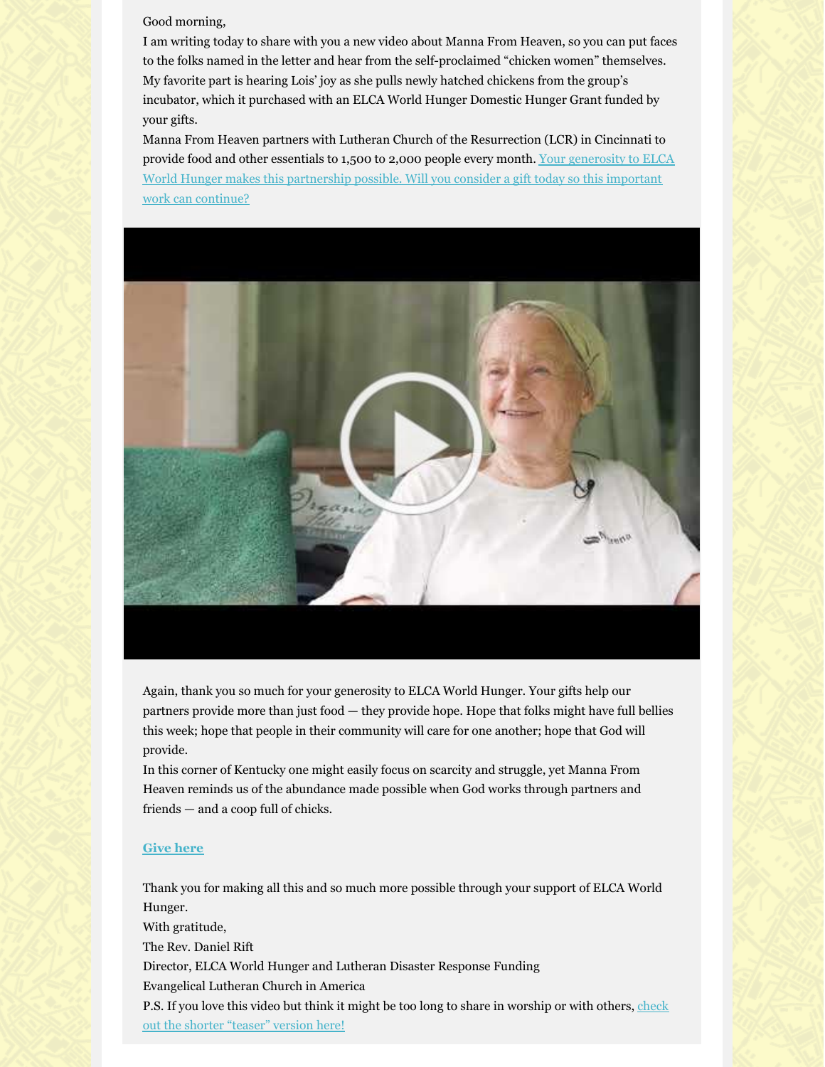Good morning,

I am writing today to share with you a new video about Manna From Heaven, so you can put faces to the folks named in the letter and hear from the self-proclaimed "chicken women" themselves. My favorite part is hearing Lois' joy as she pulls newly hatched chickens from the group's incubator, which it purchased with an ELCA World Hunger Domestic Hunger Grant funded by your gifts.

Manna From Heaven partners with Lutheran Church of the Resurrection (LCR) in Cincinnati to provide food and other essentials to 1,500 to 2,000 people every month. Your generosity to ELCA World Hunger makes this partnership possible. Will you consider a gift today so this important work can continue?

Again, thank you so much for your generosity to ELCA World Hunger. Your gifts help our partners provide more than just food — they provide hope. Hope that folks might have full bellies this week; hope that people in their community will care for one another; hope that God will provide.

In this corner of Kentucky one might easily focus on scarcity and struggle, yet Manna From Heaven reminds us of the abundance made possible when God works through partners and friends — and a coop full of chicks.

**Give here**

Thank you for making all this and so much more possible through your support of ELCA World Hunger.

With gratitude,

The Rev. Daniel Rift

Director, ELCA World Hunger and Lutheran Disaster Response Funding

Evangelical Lutheran Church in America

P.S. If you love this video but think it might be too long to share in worship or with others, check out the shorter "teaser" version here!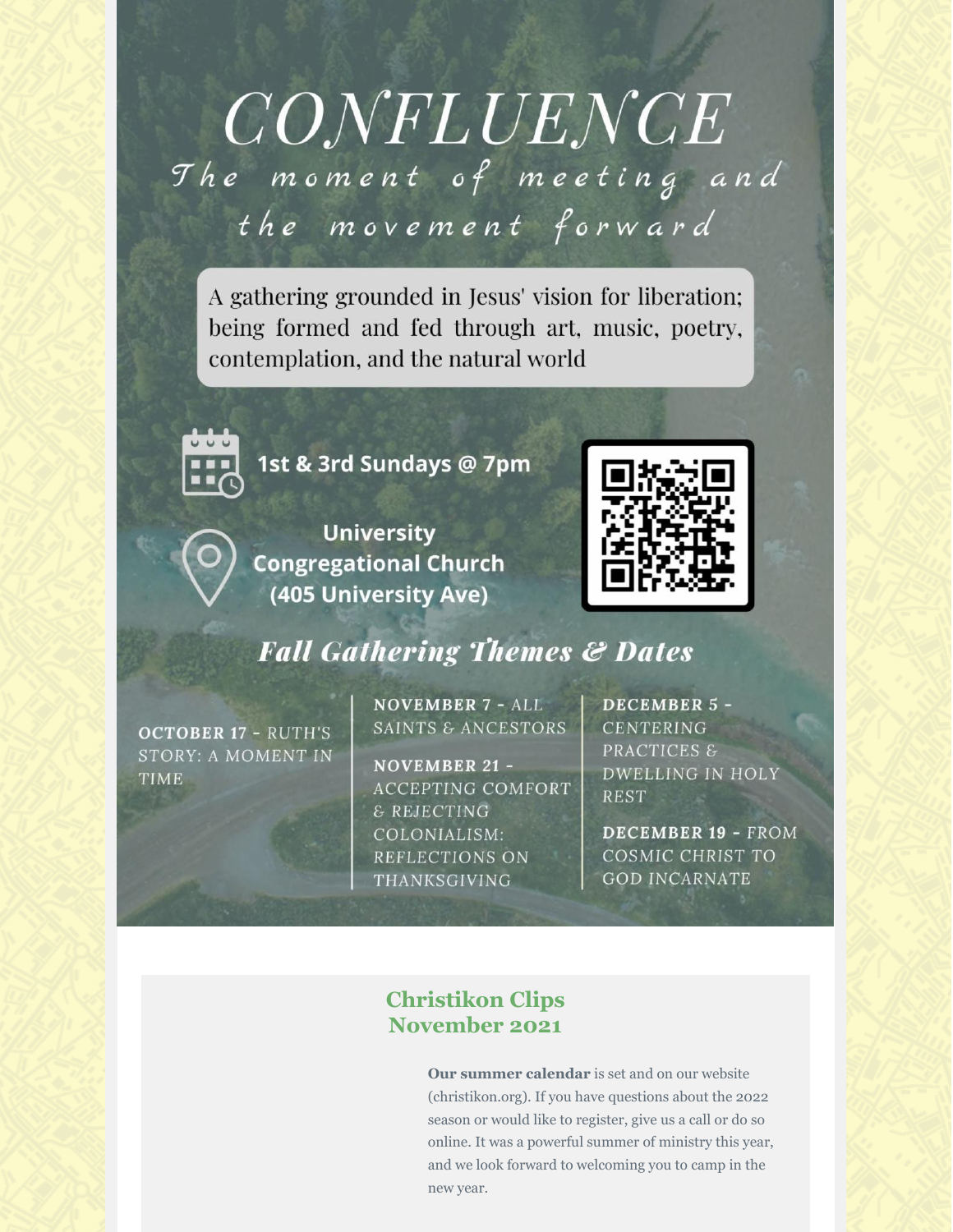# CONFLUENCE

*The moment of meeting and the movement forward*

A gathering grounded in Jesus' vision for liberation; being formed and fed through art, music, poetry, contemplation, and the natural world

**1st & 3rd Sundays @ 7pm**

**University Congregational Church (405 University Ave)**

## *Fall Gathering Themes & Dates*

**OCTOBER 17** - RUTH'S STORY: A MOMENT IN TIME

**NOVEMBER 7** - ALL SAINTS & ANCESTORS

**NOVEMBER 21** - ACCEPTING COMFORT & REJECTING COLONIALISM: REFLECTIONS ON THANKSGIVING

**DECEMBER 5** - CENTERING PRACTICES & DWELLING IN HOLY REST

**DECEMBER 19** - FROM COSMIC CHRIST TO GOD INCARNATE

## Christikon Clips
## November 2021

**Our summer calendar** is set and on our website (christikon.org). If you have questions about the 2022 season or would like to register, give us a call or do so online. It was a powerful summer of ministry this year, and we look forward to welcoming you to camp in the new year.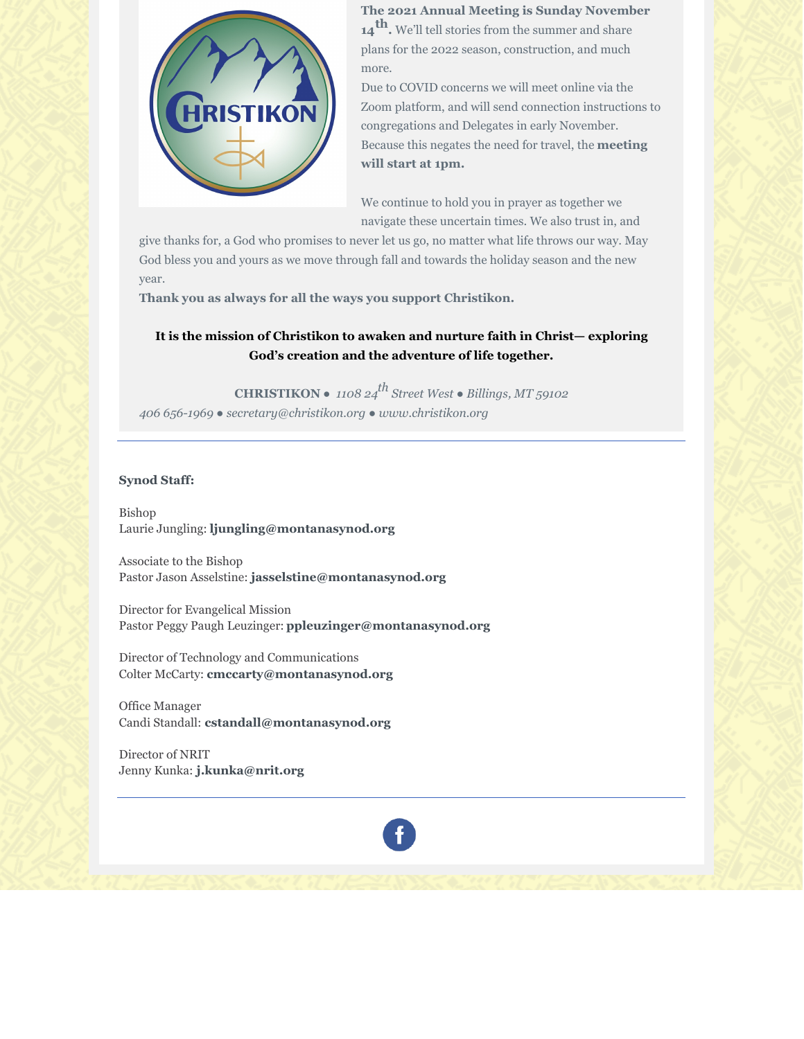**The 2021 Annual Meeting is Sunday November 14th.** We'll tell stories from the summer and share plans for the 2022 season, construction, and much more.

Due to COVID concerns we will meet online via the Zoom platform, and will send connection instructions to congregations and Delegates in early November. Because this negates the need for travel, the **meeting will start at 1pm.**

We continue to hold you in prayer as together we navigate these uncertain times. We also trust in, and give thanks for, a God who promises to never let us go, no matter what life throws our way. May God bless you and yours as we move through fall and towards the holiday season and the new year.

**Thank you as always for all the ways you support Christikon.**

**It is the mission of Christikon to awaken and nurture faith in Christ— exploring God's creation and the adventure of life together.**

**CHRISTIKON** ● *1108 24th Street West ● Billings, MT 59102*
*406 656-1969 ● secretary@christikon.org ● www.christikon.org*

---

**Synod Staff:**

Bishop
Laurie Jungling: **ljungling@montanasynod.org**

Associate to the Bishop
Pastor Jason Asselstine: **jasselstine@montanasynod.org**

Director for Evangelical Mission
Pastor Peggy Paugh Leuzinger: **ppleuzinger@montanasynod.org**

Director of Technology and Communications
Colter McCarty: **cmccarty@montanasynod.org**

Office Manager
Candi Standall: **cstandall@montanasynod.org**

Director of NRIT
Jenny Kunka: **j.kunka@nrit.org**

---